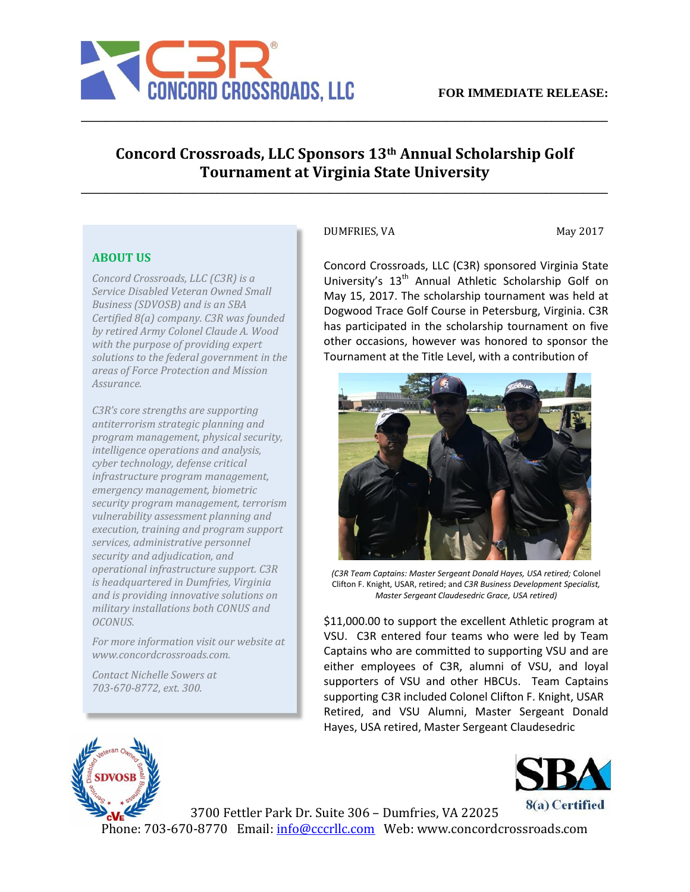**FOR IMMEDIATE RELEASE:**

# Concord Crossroads, LLC Sponsors 13th Annual Scholarship Golf Tournament at Virginia State University

DUMFRIES, VA — May 2017

Concord Crossroads, LLC (C3R) sponsored Virginia State University's 13th Annual Athletic Scholarship Golf on May 15, 2017. The scholarship tournament was held at Dogwood Trace Golf Course in Petersburg, Virginia. C3R has participated in the scholarship tournament on five other occasions, however was honored to sponsor the Tournament at the Title Level, with a contribution of $11,000.00 to support the excellent Athletic program at VSU. C3R entered four teams who were led by Team Captains who are committed to supporting VSU and are either employees of C3R, alumni of VSU, and loyal supporters of VSU and other HBCUs. Team Captains supporting C3R included Colonel Clifton F. Knight, USAR Retired, and VSU Alumni, Master Sergeant Donald Hayes, USA retired, Master Sergeant Claudesedric

*(C3R Team Captains: Master Sergeant Donald Hayes, USA retired;* Colonel Clifton F. Knight, USAR, retired; and *C3R Business Development Specialist, Master Sergeant Claudesedric Grace, USA retired)*

## ABOUT US

*Concord Crossroads, LLC (C3R) is a Service Disabled Veteran Owned Small Business (SDVOSB) and is an SBA Certified 8(a) company. C3R was founded by retired Army Colonel Claude A. Wood with the purpose of providing expert solutions to the federal government in the areas of Force Protection and Mission Assurance.*

*C3R's core strengths are supporting antiterrorism strategic planning and program management, physical security, intelligence operations and analysis, cyber technology, defense critical infrastructure program management, emergency management, biometric security program management, terrorism vulnerability assessment planning and execution, training and program support services, administrative personnel security and adjudication, and operational infrastructure support. C3R is headquartered in Dumfries, Virginia and is providing innovative solutions on military installations both CONUS and OCONUS.*

*For more information visit our website at www.concordcrossroads.com.*

*Contact Nichelle Sowers at 703-670-8772, ext. 300.*

3700 Fettler Park Dr. Suite 306 – Dumfries, VA 22025
Phone: 703-670-8770 Email: info@cccrllc.com Web: www.concordcrossroads.com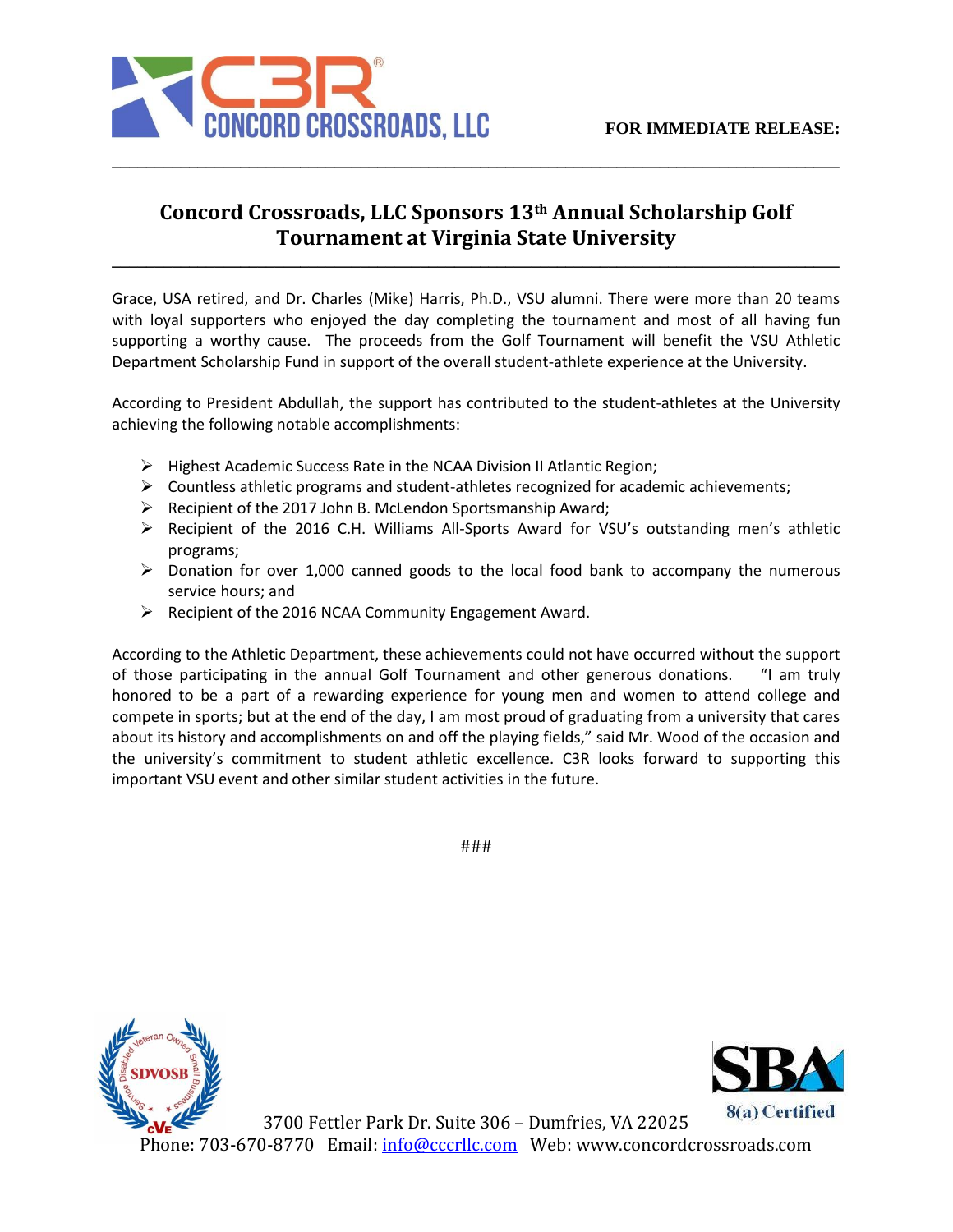FOR IMMEDIATE RELEASE:

# Concord Crossroads, LLC Sponsors 13th Annual Scholarship Golf Tournament at Virginia State University

Grace, USA retired, and Dr. Charles (Mike) Harris, Ph.D., VSU alumni. There were more than 20 teams with loyal supporters who enjoyed the day completing the tournament and most of all having fun supporting a worthy cause. The proceeds from the Golf Tournament will benefit the VSU Athletic Department Scholarship Fund in support of the overall student-athlete experience at the University.

According to President Abdullah, the support has contributed to the student-athletes at the University achieving the following notable accomplishments:

- Highest Academic Success Rate in the NCAA Division II Atlantic Region;
- Countless athletic programs and student-athletes recognized for academic achievements;
- Recipient of the 2017 John B. McLendon Sportsmanship Award;
- Recipient of the 2016 C.H. Williams All-Sports Award for VSU's outstanding men's athletic programs;
- Donation for over 1,000 canned goods to the local food bank to accompany the numerous service hours; and
- Recipient of the 2016 NCAA Community Engagement Award.

According to the Athletic Department, these achievements could not have occurred without the support of those participating in the annual Golf Tournament and other generous donations. "I am truly honored to be a part of a rewarding experience for young men and women to attend college and compete in sports; but at the end of the day, I am most proud of graduating from a university that cares about its history and accomplishments on and off the playing fields," said Mr. Wood of the occasion and the university's commitment to student athletic excellence. C3R looks forward to supporting this important VSU event and other similar student activities in the future.

###

3700 Fettler Park Dr. Suite 306 – Dumfries, VA 22025
Phone: 703-670-8770 Email: info@cccrllc.com Web: www.concordcrossroads.com